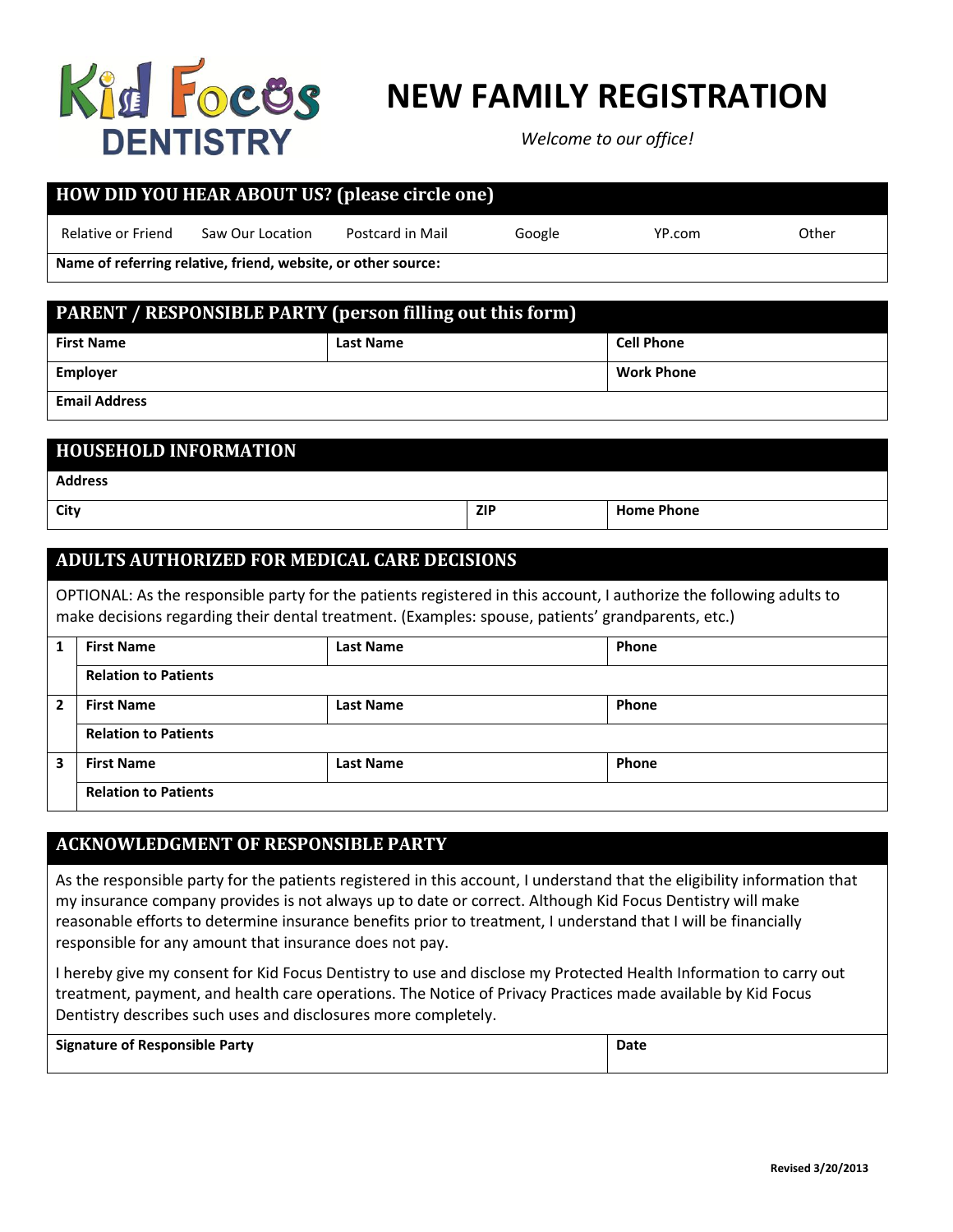Kid Focus DENTISTRY

# NEW FAMILY REGISTRATION

*Welcome to our office!*

## HOW DID YOU HEAR ABOUT US? (please circle one)

| Relative or Friend | Saw Our Location | Postcard in Mail | Google | YP.com | Other |
|---|---|---|---|---|---|

**Name of referring relative, friend, website, or other source:**

## PARENT / RESPONSIBLE PARTY (person filling out this form)

| **First Name** | **Last Name** | **Cell Phone** |
|---|---|---|
| **Employer** | | **Work Phone** |
| **Email Address** | | |

## HOUSEHOLD INFORMATION

| **Address** | | |
|---|---|---|
| **City** | **ZIP** | **Home Phone** |

## ADULTS AUTHORIZED FOR MEDICAL CARE DECISIONS

OPTIONAL: As the responsible party for the patients registered in this account, I authorize the following adults to make decisions regarding their dental treatment. (Examples: spouse, patients' grandparents, etc.)

| | | | |
|---|---|---|---|
| **1** | **First Name** | **Last Name** | **Phone** |
| | **Relation to Patients** | | |
| **2** | **First Name** | **Last Name** | **Phone** |
| | **Relation to Patients** | | |
| **3** | **First Name** | **Last Name** | **Phone** |
| | **Relation to Patients** | | |

## ACKNOWLEDGMENT OF RESPONSIBLE PARTY

As the responsible party for the patients registered in this account, I understand that the eligibility information that my insurance company provides is not always up to date or correct. Although Kid Focus Dentistry will make reasonable efforts to determine insurance benefits prior to treatment, I understand that I will be financially responsible for any amount that insurance does not pay.

I hereby give my consent for Kid Focus Dentistry to use and disclose my Protected Health Information to carry out treatment, payment, and health care operations. The Notice of Privacy Practices made available by Kid Focus Dentistry describes such uses and disclosures more completely.

| **Signature of Responsible Party** | **Date** |
|---|---|

**Revised 3/20/2013**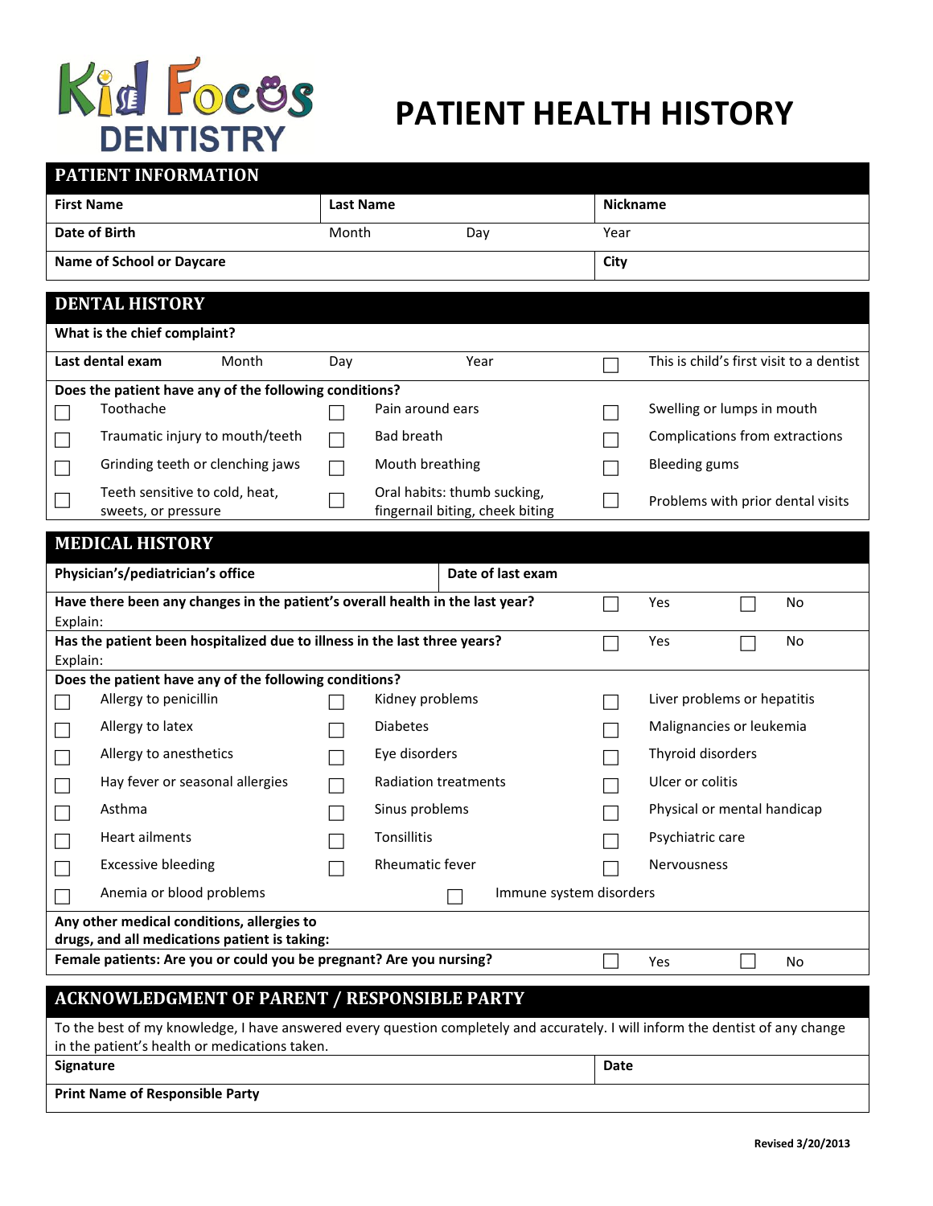Kid Focus DENTISTRY

# PATIENT HEALTH HISTORY

## PATIENT INFORMATION

| | | |
|---|---|---|
| **First Name** | **Last Name** | **Nickname** |
| **Date of Birth** | Month Day | Year |
| **Name of School or Daycare** | | **City** |

## DENTAL HISTORY

**What is the chief complaint?**

**Last dental exam** Month Day Year ☐ This is child's first visit to a dentist

**Does the patient have any of the following conditions?**

| | | |
|---|---|---|
| ☐ Toothache | ☐ Pain around ears | ☐ Swelling or lumps in mouth |
| ☐ Traumatic injury to mouth/teeth | ☐ Bad breath | ☐ Complications from extractions |
| ☐ Grinding teeth or clenching jaws | ☐ Mouth breathing | ☐ Bleeding gums |
| ☐ Teeth sensitive to cold, heat, sweets, or pressure | ☐ Oral habits: thumb sucking, fingernail biting, cheek biting | ☐ Problems with prior dental visits |

## MEDICAL HISTORY

| | |
|---|---|
| **Physician's/pediatrician's office** | **Date of last exam** |

**Have there been any changes in the patient's overall health in the last year?** ☐ Yes ☐ No
Explain:

**Has the patient been hospitalized due to illness in the last three years?** ☐ Yes ☐ No
Explain:

**Does the patient have any of the following conditions?**

| | | |
|---|---|---|
| ☐ Allergy to penicillin | ☐ Kidney problems | ☐ Liver problems or hepatitis |
| ☐ Allergy to latex | ☐ Diabetes | ☐ Malignancies or leukemia |
| ☐ Allergy to anesthetics | ☐ Eye disorders | ☐ Thyroid disorders |
| ☐ Hay fever or seasonal allergies | ☐ Radiation treatments | ☐ Ulcer or colitis |
| ☐ Asthma | ☐ Sinus problems | ☐ Physical or mental handicap |
| ☐ Heart ailments | ☐ Tonsillitis | ☐ Psychiatric care |
| ☐ Excessive bleeding | ☐ Rheumatic fever | ☐ Nervousness |
| ☐ Anemia or blood problems | ☐ Immune system disorders | |

**Any other medical conditions, allergies to drugs, and all medications patient is taking:**

**Female patients: Are you or could you be pregnant? Are you nursing?** ☐ Yes ☐ No

## ACKNOWLEDGMENT OF PARENT / RESPONSIBLE PARTY

To the best of my knowledge, I have answered every question completely and accurately. I will inform the dentist of any change in the patient's health or medications taken.

| | |
|---|---|
| **Signature** | **Date** |
| **Print Name of Responsible Party** | |

**Revised 3/20/2013**